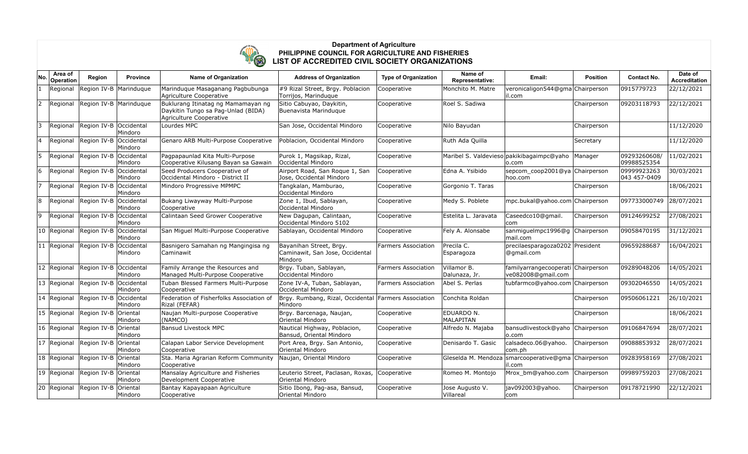# Department of Agriculture
## PHILIPPINE COUNCIL FOR AGRICULTURE AND FISHERIES
## LIST OF ACCREDITED CIVIL SOCIETY ORGANIZATIONS

| No. | Area of Operation | Region | Province | Name of Organization | Address of Organization | Type of Organization | Name of Representative: | Email: | Position | Contact No. | Date of Accreditation |
|---|---|---|---|---|---|---|---|---|---|---|---|
| 1 | Regional | Region IV-B | Marinduque | Marinduque Masaganang Pagbubunga Agriculture Cooperative | #9 Rizal Street, Brgy. Poblacion Torrijos, Marinduque | Cooperative | Monchito M. Matre | veronicaligon544@gmail.com | Chairperson | 0915779723 | 22/12/2021 |
| 2 | Regional | Region IV-B | Marinduque | Buklurang Itinatag ng Mamamayan ng Daykitin Tungo sa Pag-Unlad (BIDA) Agriculture Cooperative | Sitio Cabuyao, Daykitin, Buenavista Marinduque | Cooperative | Roel S. Sadiwa | | Chairperson | 09203118793 | 22/12/2021 |
| 3 | Regional | Region IV-B | Occidental Mindoro | Lourdes MPC | San Jose, Occidental Mindoro | Cooperative | Nilo Bayudan | | Chairperson | | 11/12/2020 |
| 4 | Regional | Region IV-B | Occidental Mindoro | Genaro ARB Multi-Purpose Cooperative | Poblacion, Occidental Mindoro | Cooperative | Ruth Ada Quilla | | Secretary | | 11/12/2020 |
| 5 | Regional | Region IV-B | Occidental Mindoro | Pagpapaunlad Kita Multi-Purpose Cooperative Kilusang Bayan sa Gawain | Purok 1, Magsikap, Rizal, Occidental Mindoro | Cooperative | Maribel S. Valdevieso | pakikibagaimpc@yahoo.com | Manager | 09293260608/ 09988525354 | 11/02/2021 |
| 6 | Regional | Region IV-B | Occidental Mindoro | Seed Producers Cooperative of Occidental Mindoro - District II | Airport Road, San Roque 1, San Jose, Occidental Mindoro | Cooperative | Edna A. Ysibido | sepcom_coop2001@yahoo.com | Chairperson | 09999923263 043 457-0409 | 30/03/2021 |
| 7 | Regional | Region IV-B | Occidental Mindoro | Mindoro Progressive MPMPC | Tangkalan, Mamburao, Occidental Mindoro | Cooperative | Gorgonio T. Taras | | Chairperson | | 18/06/2021 |
| 8 | Regional | Region IV-B | Occidental Mindoro | Bukang Liwayway Multi-Purpose Cooperative | Zone 1, Ibud, Sablayan, Occidental Mindoro | Cooperative | Medy S. Poblete | mpc.bukal@yahoo.com | Chairperson | 097733000749 | 28/07/2021 |
| 9 | Regional | Region IV-B | Occidental Mindoro | Calintaan Seed Grower Cooperative | New Dagupan, Calintaan, Occidental Mindoro 5102 | Cooperative | Estelita L. Jaravata | Caseedco10@gmail.com | Chairperson | 09124699252 | 27/08/2021 |
| 10 | Regional | Region IV-B | Occidental Mindoro | San Miguel Multi-Purpose Cooperative | Sablayan, Occidental Mindoro | Cooperative | Fely A. Alonsabe | sanmiguelmpc1996@gmail.com | Chairperson | 09058470195 | 31/12/2021 |
| 11 | Regional | Region IV-B | Occidental Mindoro | Basnigero Samahan ng Mangingisa ng Caminawit | Bayanihan Street, Brgy. Caminawit, San Jose, Occidental Mindoro | Farmers Association | Precila C. Esparagoza | precilaesparagoza0202@gmail.com | President | 09659288687 | 16/04/2021 |
| 12 | Regional | Region IV-B | Occidental Mindoro | Family Arrange the Resources and Managed Multi-Purpose Cooperative | Brgy. Tuban, Sablayan, Occidental Mindoro | Farmers Association | Villamor B. Dalunaza, Jr. | familyarrangecooperative082008@gmail.com | Chairperson | 09289048206 | 14/05/2021 |
| 13 | Regional | Region IV-B | Occidental Mindoro | Tuban Blessed Farmers Multi-Purpose Cooperative | Zone IV-A, Tuban, Sablayan, Occidental Mindoro | Farmers Association | Abel S. Perlas | tubfarmco@yahoo.com | Chairperson | 09302046550 | 14/05/2021 |
| 14 | Regional | Region IV-B | Occidental Mindoro | Federation of Fisherfolks Association of Rizal (FEFAR) | Brgy. Rumbang, Rizal, Occidental Mindoro | Farmers Association | Conchita Roldan | | Chairperson | 09506061221 | 26/10/2021 |
| 15 | Regional | Region IV-B | Oriental Mindoro | Naujan Multi-purpose Cooperative (NAMCO) | Brgy. Barcenaga, Naujan, Oriental Mindoro | Cooperative | EDUARDO N. MALAPITAN | | Chairperson | | 18/06/2021 |
| 16 | Regional | Region IV-B | Oriental Mindoro | Bansud Livestock MPC | Nautical Highway, Poblacion, Bansud, Oriental Mindoro | Cooperative | Alfredo N. Majaba | bansudlivestock@yahoo.com | Chairperson | 09106847694 | 28/07/2021 |
| 17 | Regional | Region IV-B | Oriental Mindoro | Calapan Labor Service Development Cooperative | Port Area, Brgy. San Antonio, Oriental Mindoro | Cooperative | Denisardo T. Gasic | calsadeco.06@yahoo.com.ph | Chairperson | 09088853932 | 28/07/2021 |
| 18 | Regional | Region IV-B | Oriental Mindoro | Sta. Maria Agrarian Reform Community Cooperative | Naujan, Oriental Mindoro | Cooperative | Gleselda M. Mendoza | smarcooperative@gmail.com | Chairperson | 09283958169 | 27/08/2021 |
| 19 | Regional | Region IV-B | Oriental Mindoro | Mansalay Agriculture and Fisheries Development Cooperative | Leuterio Street, Paclasan, Roxas, Oriental Mindoro | Cooperative | Romeo M. Montojo | Mrox_bm@yahoo.com | Chairperson | 09989759203 | 27/08/2021 |
| 20 | Regional | Region IV-B | Oriental Mindoro | Bantay Kapayapaan Agriculture Cooperative | Sitio Ibong, Pag-asa, Bansud, Oriental Mindoro | Cooperative | Jose Augusto V. Villareal | jav092003@yahoo.com | Chairperson | 09178721990 | 22/12/2021 |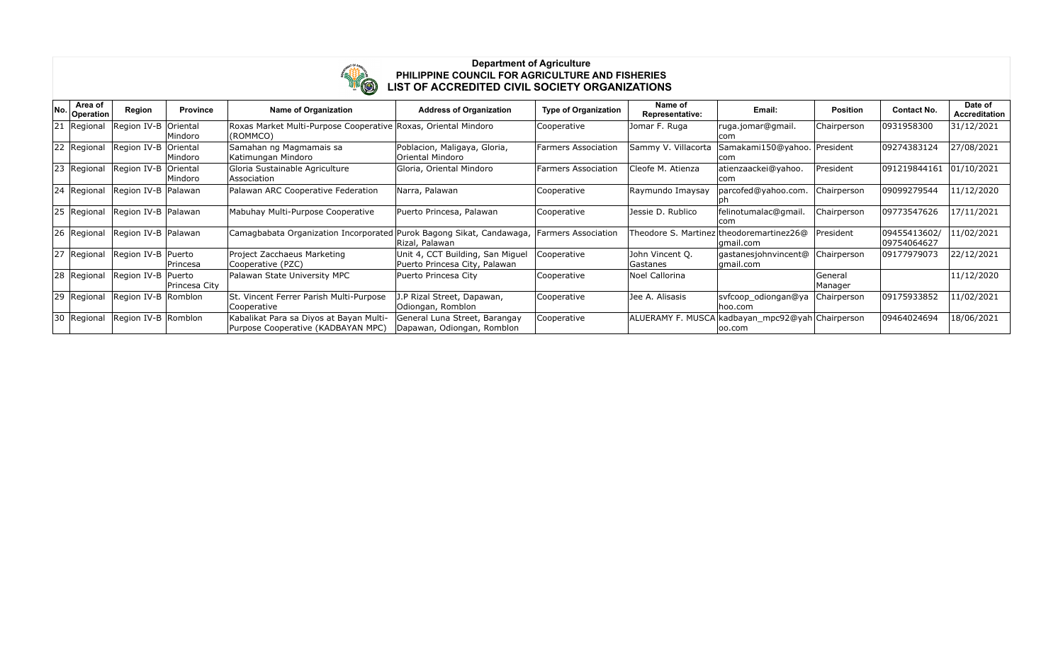**Department of Agriculture**
**PHILIPPINE COUNCIL FOR AGRICULTURE AND FISHERIES**
**LIST OF ACCREDITED CIVIL SOCIETY ORGANIZATIONS**

| No. | Area of Operation | Region | Province | Name of Organization | Address of Organization | Type of Organization | Name of Representative: | Email: | Position | Contact No. | Date of Accreditation |
|---|---|---|---|---|---|---|---|---|---|---|---|
| 21 | Regional | Region IV-B | Oriental Mindoro | Roxas Market Multi-Purpose Cooperative (ROMMCO) | Roxas, Oriental Mindoro | Cooperative | Jomar F. Ruga | ruga.jomar@gmail.com | Chairperson | 0931958300 | 31/12/2021 |
| 22 | Regional | Region IV-B | Oriental Mindoro | Samahan ng Magmamais sa Katimungan Mindoro | Poblacion, Maligaya, Gloria, Oriental Mindoro | Farmers Association | Sammy V. Villacorta | Samakami150@yahoo.com | President | 09274383124 | 27/08/2021 |
| 23 | Regional | Region IV-B | Oriental Mindoro | Gloria Sustainable Agriculture Association | Gloria, Oriental Mindoro | Farmers Association | Cleofe M. Atienza | atienzaackei@yahoo.com | President | 091219844161 | 01/10/2021 |
| 24 | Regional | Region IV-B | Palawan | Palawan ARC Cooperative Federation | Narra, Palawan | Cooperative | Raymundo Imaysay | parcofed@yahoo.com.ph | Chairperson | 09099279544 | 11/12/2020 |
| 25 | Regional | Region IV-B | Palawan | Mabuhay Multi-Purpose Cooperative | Puerto Princesa, Palawan | Cooperative | Jessie D. Rublico | felinotumalac@gmail.com | Chairperson | 09773547626 | 17/11/2021 |
| 26 | Regional | Region IV-B | Palawan | Camagbabata Organization Incorporated | Purok Bagong Sikat, Candawaga, Rizal, Palawan | Farmers Association | Theodore S. Martinez | theodoremartinez26@gmail.com | President | 09455413602/ 09754064627 | 11/02/2021 |
| 27 | Regional | Region IV-B | Puerto Princesa | Project Zacchaeus Marketing Cooperative (PZC) | Unit 4, CCT Building, San Miguel Puerto Princesa City, Palawan | Cooperative | John Vincent Q. Gastanes | gastanesjohnvincent@gmail.com | Chairperson | 09177979073 | 22/12/2021 |
| 28 | Regional | Region IV-B | Puerto Princesa City | Palawan State University MPC | Puerto Princesa City | Cooperative | Noel Callorina | | General Manager | | 11/12/2020 |
| 29 | Regional | Region IV-B | Romblon | St. Vincent Ferrer Parish Multi-Purpose Cooperative | J.P Rizal Street, Dapawan, Odiongan, Romblon | Cooperative | Jee A. Alisasis | svfcoop_odiongan@yahoo.com | Chairperson | 09175933852 | 11/02/2021 |
| 30 | Regional | Region IV-B | Romblon | Kabalikat Para sa Diyos at Bayan Multi-Purpose Cooperative (KADBAYAN MPC) | General Luna Street, Barangay Dapawan, Odiongan, Romblon | Cooperative | ALUERAMY F. MUSCA | kadbayan_mpc92@yahoo.com | Chairperson | 09464024694 | 18/06/2021 |